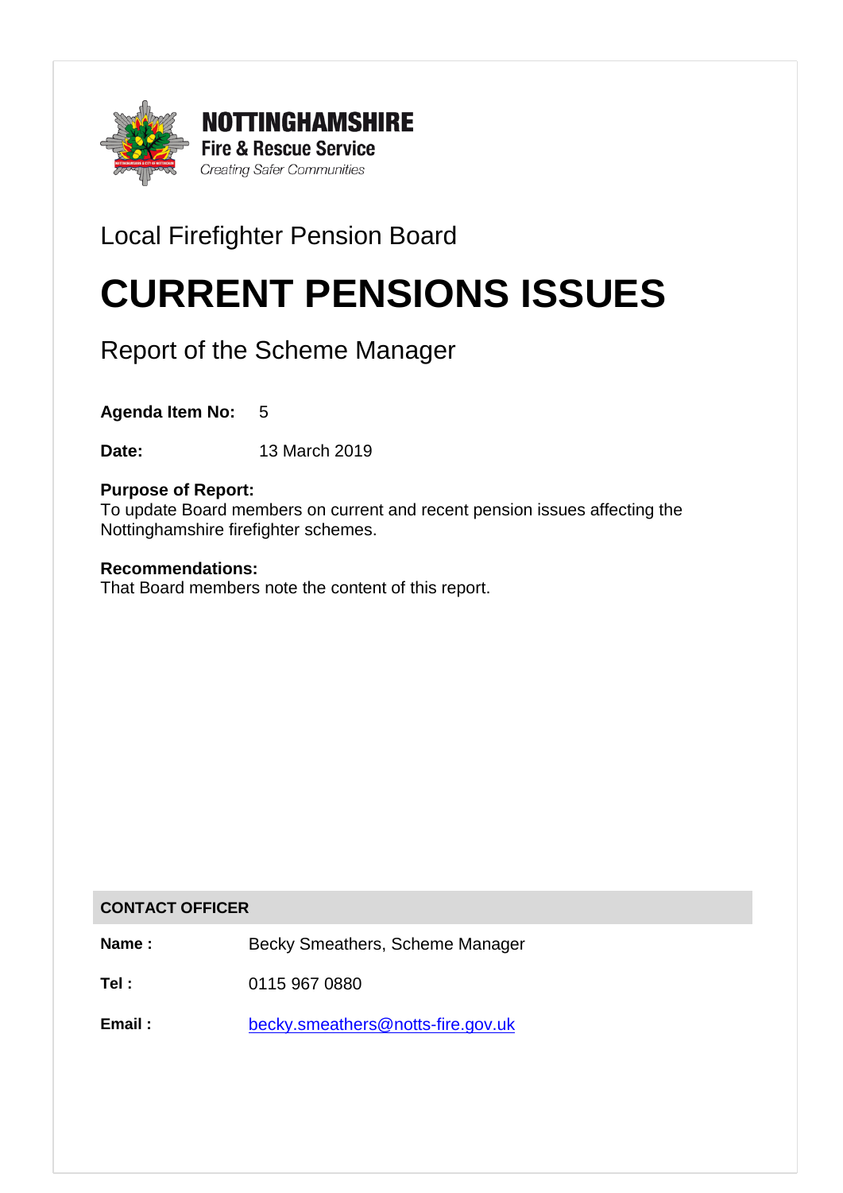**NOTTINGHAMSHIRE**
**Fire & Rescue Service**
*Creating Safer Communities*

Local Firefighter Pension Board

# CURRENT PENSIONS ISSUES

Report of the Scheme Manager

**Agenda Item No:** 5

**Date:** 13 March 2019

**Purpose of Report:**
To update Board members on current and recent pension issues affecting the Nottinghamshire firefighter schemes.

**Recommendations:**
That Board members note the content of this report.

| CONTACT OFFICER | |
|---|---|
| **Name :** | Becky Smeathers, Scheme Manager |
| **Tel :** | 0115 967 0880 |
| **Email :** | becky.smeathers@notts-fire.gov.uk |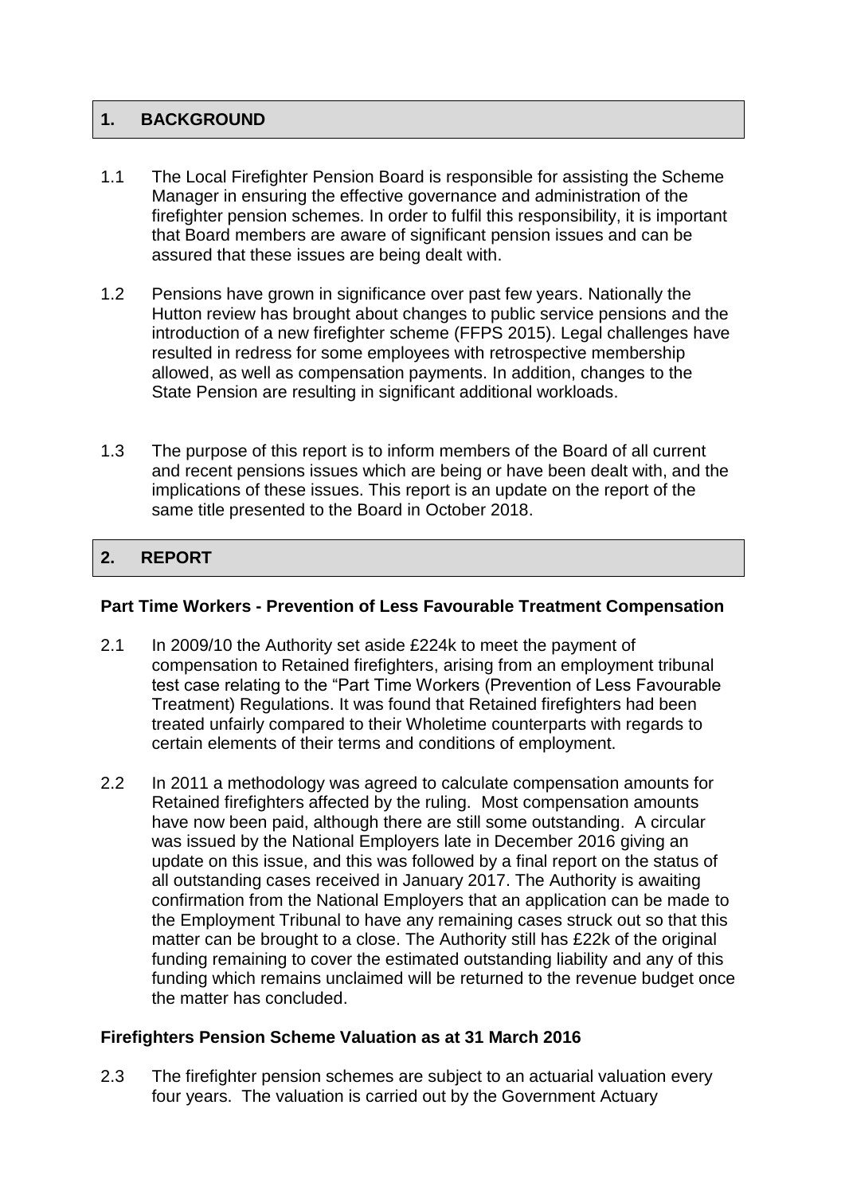## 1. BACKGROUND

1.1 The Local Firefighter Pension Board is responsible for assisting the Scheme Manager in ensuring the effective governance and administration of the firefighter pension schemes. In order to fulfil this responsibility, it is important that Board members are aware of significant pension issues and can be assured that these issues are being dealt with.

1.2 Pensions have grown in significance over past few years. Nationally the Hutton review has brought about changes to public service pensions and the introduction of a new firefighter scheme (FFPS 2015). Legal challenges have resulted in redress for some employees with retrospective membership allowed, as well as compensation payments. In addition, changes to the State Pension are resulting in significant additional workloads.

1.3 The purpose of this report is to inform members of the Board of all current and recent pensions issues which are being or have been dealt with, and the implications of these issues. This report is an update on the report of the same title presented to the Board in October 2018.

## 2. REPORT

### Part Time Workers - Prevention of Less Favourable Treatment Compensation

2.1 In 2009/10 the Authority set aside £224k to meet the payment of compensation to Retained firefighters, arising from an employment tribunal test case relating to the "Part Time Workers (Prevention of Less Favourable Treatment) Regulations. It was found that Retained firefighters had been treated unfairly compared to their Wholetime counterparts with regards to certain elements of their terms and conditions of employment.

2.2 In 2011 a methodology was agreed to calculate compensation amounts for Retained firefighters affected by the ruling. Most compensation amounts have now been paid, although there are still some outstanding. A circular was issued by the National Employers late in December 2016 giving an update on this issue, and this was followed by a final report on the status of all outstanding cases received in January 2017. The Authority is awaiting confirmation from the National Employers that an application can be made to the Employment Tribunal to have any remaining cases struck out so that this matter can be brought to a close. The Authority still has £22k of the original funding remaining to cover the estimated outstanding liability and any of this funding which remains unclaimed will be returned to the revenue budget once the matter has concluded.

### Firefighters Pension Scheme Valuation as at 31 March 2016

2.3 The firefighter pension schemes are subject to an actuarial valuation every four years. The valuation is carried out by the Government Actuary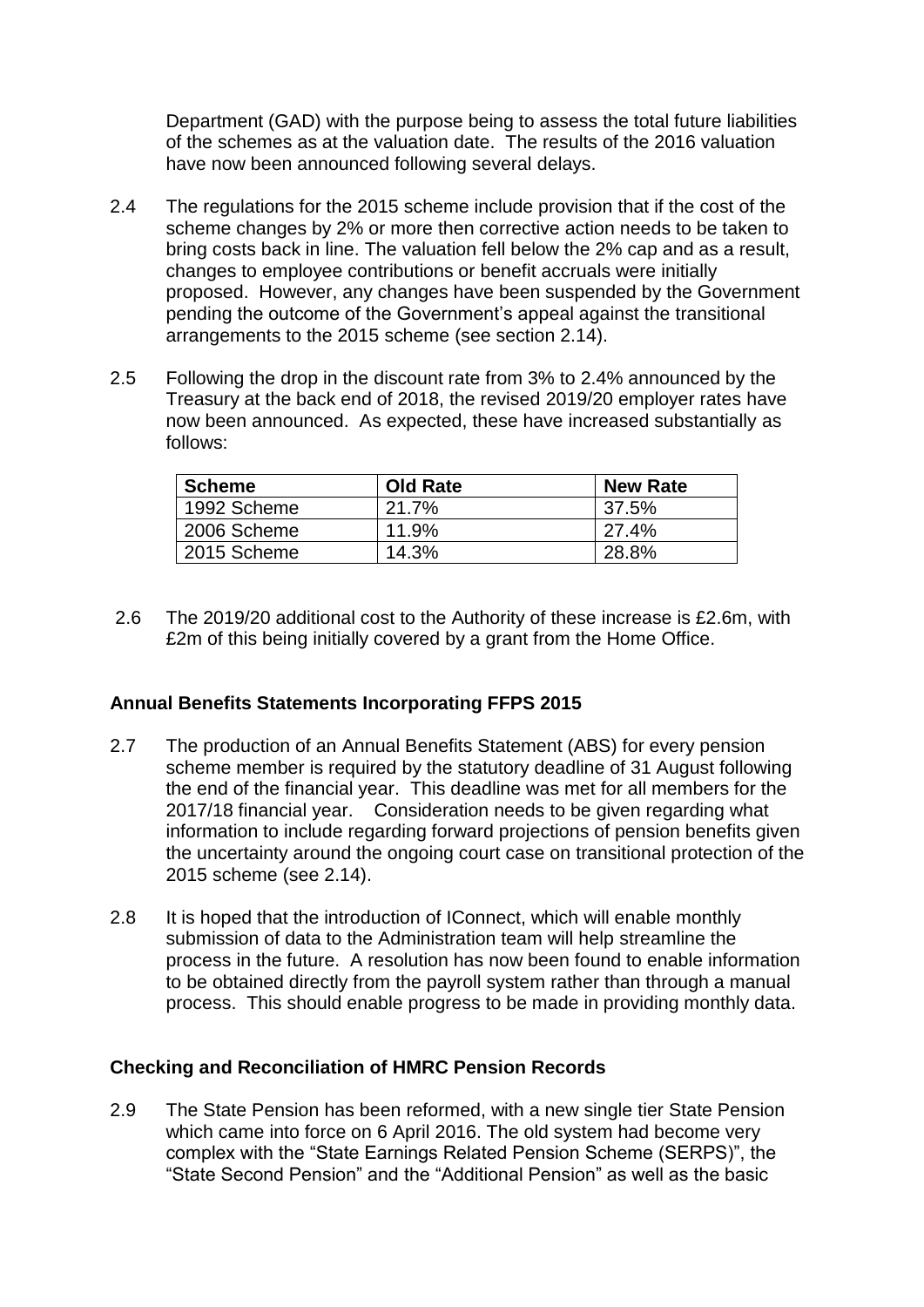Department (GAD) with the purpose being to assess the total future liabilities of the schemes as at the valuation date. The results of the 2016 valuation have now been announced following several delays.

2.4 The regulations for the 2015 scheme include provision that if the cost of the scheme changes by 2% or more then corrective action needs to be taken to bring costs back in line. The valuation fell below the 2% cap and as a result, changes to employee contributions or benefit accruals were initially proposed. However, any changes have been suspended by the Government pending the outcome of the Government's appeal against the transitional arrangements to the 2015 scheme (see section 2.14).

2.5 Following the drop in the discount rate from 3% to 2.4% announced by the Treasury at the back end of 2018, the revised 2019/20 employer rates have now been announced. As expected, these have increased substantially as follows:

| Scheme | Old Rate | New Rate |
|---|---|---|
| 1992 Scheme | 21.7% | 37.5% |
| 2006 Scheme | 11.9% | 27.4% |
| 2015 Scheme | 14.3% | 28.8% |

2.6 The 2019/20 additional cost to the Authority of these increase is £2.6m, with £2m of this being initially covered by a grant from the Home Office.

**Annual Benefits Statements Incorporating FFPS 2015**

2.7 The production of an Annual Benefits Statement (ABS) for every pension scheme member is required by the statutory deadline of 31 August following the end of the financial year. This deadline was met for all members for the 2017/18 financial year. Consideration needs to be given regarding what information to include regarding forward projections of pension benefits given the uncertainty around the ongoing court case on transitional protection of the 2015 scheme (see 2.14).

2.8 It is hoped that the introduction of IConnect, which will enable monthly submission of data to the Administration team will help streamline the process in the future. A resolution has now been found to enable information to be obtained directly from the payroll system rather than through a manual process. This should enable progress to be made in providing monthly data.

**Checking and Reconciliation of HMRC Pension Records**

2.9 The State Pension has been reformed, with a new single tier State Pension which came into force on 6 April 2016. The old system had become very complex with the "State Earnings Related Pension Scheme (SERPS)", the "State Second Pension" and the "Additional Pension" as well as the basic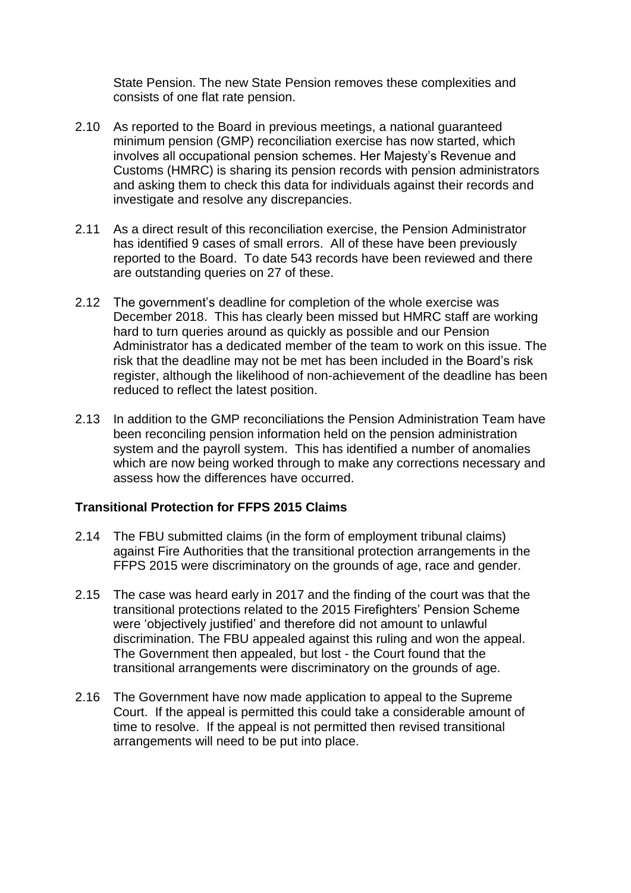State Pension. The new State Pension removes these complexities and consists of one flat rate pension.

2.10 As reported to the Board in previous meetings, a national guaranteed minimum pension (GMP) reconciliation exercise has now started, which involves all occupational pension schemes. Her Majesty's Revenue and Customs (HMRC) is sharing its pension records with pension administrators and asking them to check this data for individuals against their records and investigate and resolve any discrepancies.

2.11 As a direct result of this reconciliation exercise, the Pension Administrator has identified 9 cases of small errors. All of these have been previously reported to the Board. To date 543 records have been reviewed and there are outstanding queries on 27 of these.

2.12 The government's deadline for completion of the whole exercise was December 2018. This has clearly been missed but HMRC staff are working hard to turn queries around as quickly as possible and our Pension Administrator has a dedicated member of the team to work on this issue. The risk that the deadline may not be met has been included in the Board's risk register, although the likelihood of non-achievement of the deadline has been reduced to reflect the latest position.

2.13 In addition to the GMP reconciliations the Pension Administration Team have been reconciling pension information held on the pension administration system and the payroll system. This has identified a number of anomalies which are now being worked through to make any corrections necessary and assess how the differences have occurred.

**Transitional Protection for FFPS 2015 Claims**

2.14 The FBU submitted claims (in the form of employment tribunal claims) against Fire Authorities that the transitional protection arrangements in the FFPS 2015 were discriminatory on the grounds of age, race and gender.

2.15 The case was heard early in 2017 and the finding of the court was that the transitional protections related to the 2015 Firefighters' Pension Scheme were 'objectively justified' and therefore did not amount to unlawful discrimination. The FBU appealed against this ruling and won the appeal. The Government then appealed, but lost - the Court found that the transitional arrangements were discriminatory on the grounds of age.

2.16 The Government have now made application to appeal to the Supreme Court. If the appeal is permitted this could take a considerable amount of time to resolve. If the appeal is not permitted then revised transitional arrangements will need to be put into place.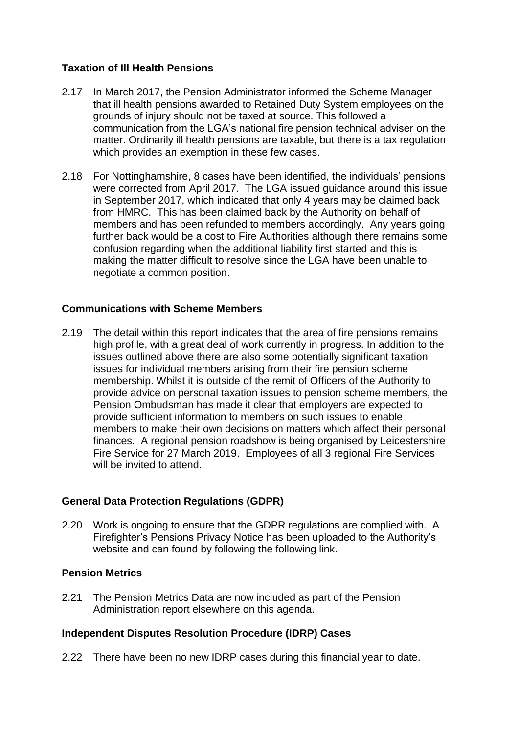### Taxation of Ill Health Pensions

2.17 In March 2017, the Pension Administrator informed the Scheme Manager that ill health pensions awarded to Retained Duty System employees on the grounds of injury should not be taxed at source. This followed a communication from the LGA's national fire pension technical adviser on the matter. Ordinarily ill health pensions are taxable, but there is a tax regulation which provides an exemption in these few cases.

2.18 For Nottinghamshire, 8 cases have been identified, the individuals' pensions were corrected from April 2017. The LGA issued guidance around this issue in September 2017, which indicated that only 4 years may be claimed back from HMRC. This has been claimed back by the Authority on behalf of members and has been refunded to members accordingly. Any years going further back would be a cost to Fire Authorities although there remains some confusion regarding when the additional liability first started and this is making the matter difficult to resolve since the LGA have been unable to negotiate a common position.

### Communications with Scheme Members

2.19 The detail within this report indicates that the area of fire pensions remains high profile, with a great deal of work currently in progress. In addition to the issues outlined above there are also some potentially significant taxation issues for individual members arising from their fire pension scheme membership. Whilst it is outside of the remit of Officers of the Authority to provide advice on personal taxation issues to pension scheme members, the Pension Ombudsman has made it clear that employers are expected to provide sufficient information to members on such issues to enable members to make their own decisions on matters which affect their personal finances. A regional pension roadshow is being organised by Leicestershire Fire Service for 27 March 2019. Employees of all 3 regional Fire Services will be invited to attend.

### General Data Protection Regulations (GDPR)

2.20 Work is ongoing to ensure that the GDPR regulations are complied with. A Firefighter's Pensions Privacy Notice has been uploaded to the Authority's website and can found by following the following link.

### Pension Metrics

2.21 The Pension Metrics Data are now included as part of the Pension Administration report elsewhere on this agenda.

### Independent Disputes Resolution Procedure (IDRP) Cases

2.22 There have been no new IDRP cases during this financial year to date.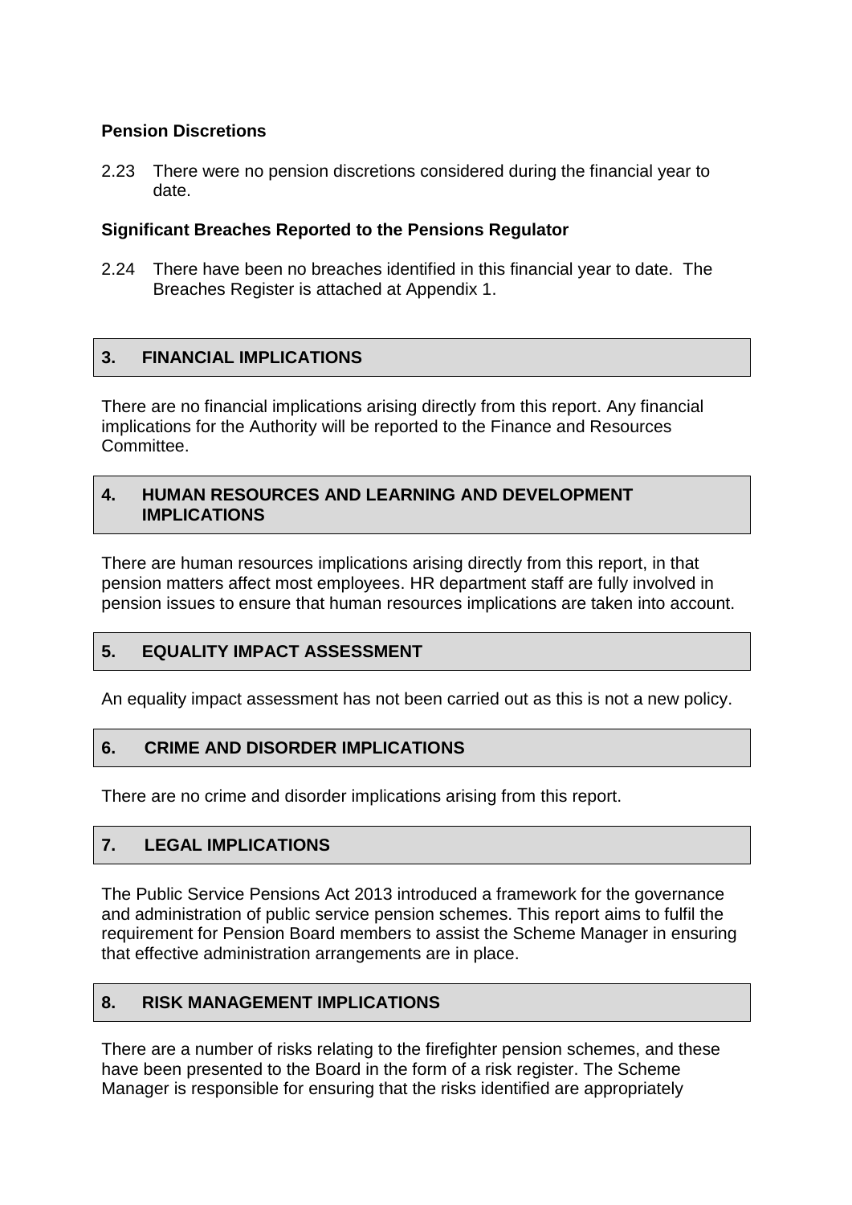**Pension Discretions**

2.23 There were no pension discretions considered during the financial year to date.

**Significant Breaches Reported to the Pensions Regulator**

2.24 There have been no breaches identified in this financial year to date. The Breaches Register is attached at Appendix 1.

## 3. FINANCIAL IMPLICATIONS

There are no financial implications arising directly from this report. Any financial implications for the Authority will be reported to the Finance and Resources Committee.

## 4. HUMAN RESOURCES AND LEARNING AND DEVELOPMENT IMPLICATIONS

There are human resources implications arising directly from this report, in that pension matters affect most employees. HR department staff are fully involved in pension issues to ensure that human resources implications are taken into account.

## 5. EQUALITY IMPACT ASSESSMENT

An equality impact assessment has not been carried out as this is not a new policy.

## 6. CRIME AND DISORDER IMPLICATIONS

There are no crime and disorder implications arising from this report.

## 7. LEGAL IMPLICATIONS

The Public Service Pensions Act 2013 introduced a framework for the governance and administration of public service pension schemes. This report aims to fulfil the requirement for Pension Board members to assist the Scheme Manager in ensuring that effective administration arrangements are in place.

## 8. RISK MANAGEMENT IMPLICATIONS

There are a number of risks relating to the firefighter pension schemes, and these have been presented to the Board in the form of a risk register. The Scheme Manager is responsible for ensuring that the risks identified are appropriately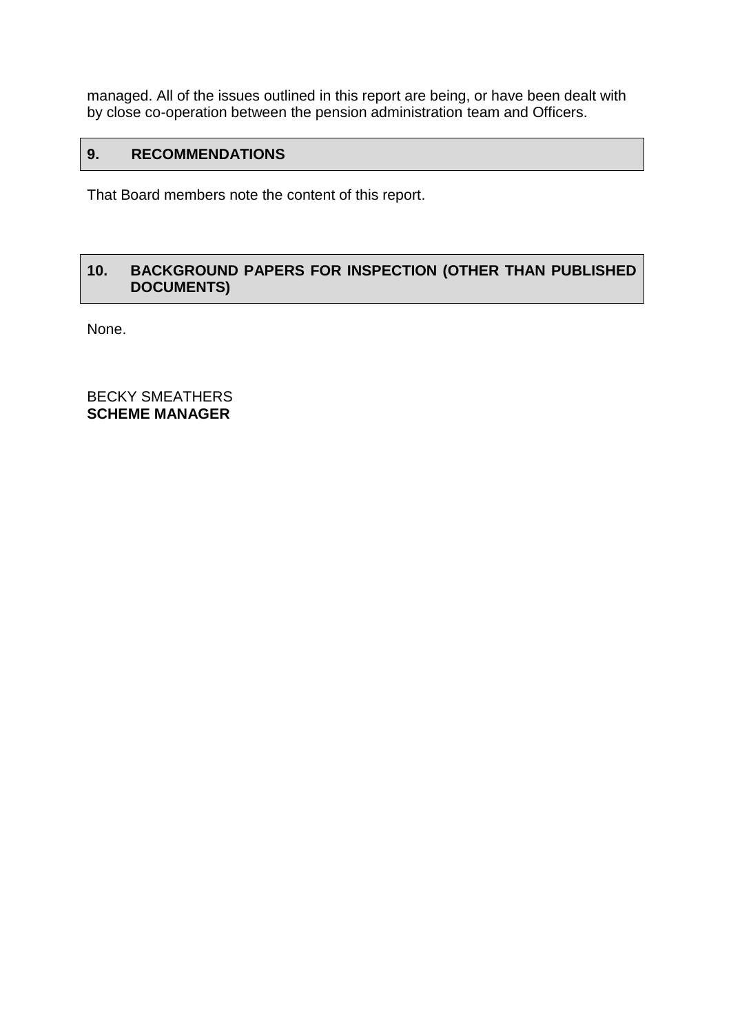managed. All of the issues outlined in this report are being, or have been dealt with by close co-operation between the pension administration team and Officers.

## 9. RECOMMENDATIONS

That Board members note the content of this report.

## 10. BACKGROUND PAPERS FOR INSPECTION (OTHER THAN PUBLISHED DOCUMENTS)

None.

BECKY SMEATHERS
**SCHEME MANAGER**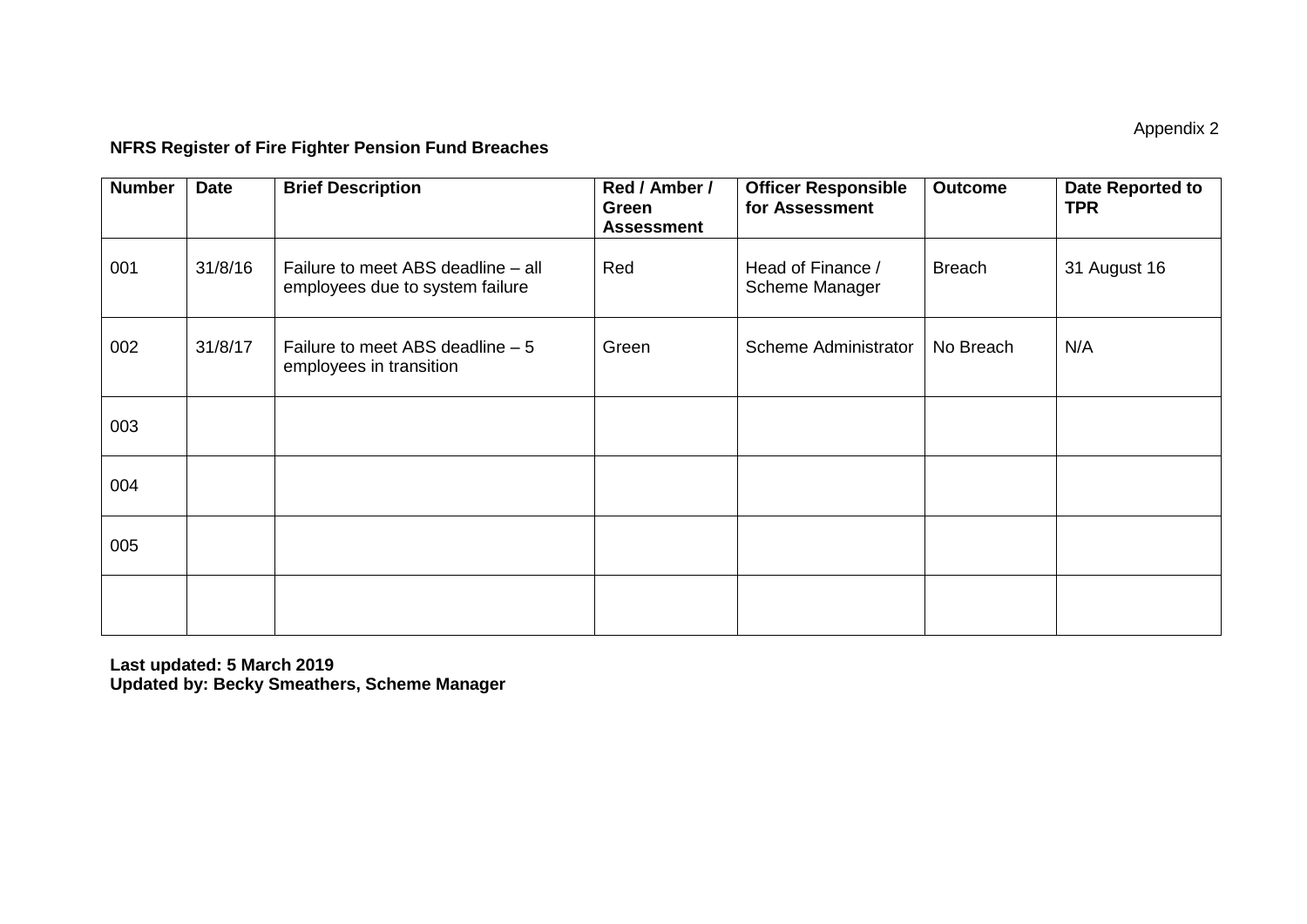Appendix 2

**NFRS Register of Fire Fighter Pension Fund Breaches**

| **Number** | **Date** | **Brief Description** | **Red / Amber / Green Assessment** | **Officer Responsible for Assessment** | **Outcome** | **Date Reported to TPR** |
|---|---|---|---|---|---|---|
| 001 | 31/8/16 | Failure to meet ABS deadline – all employees due to system failure | Red | Head of Finance / Scheme Manager | Breach | 31 August 16 |
| 002 | 31/8/17 | Failure to meet ABS deadline – 5 employees in transition | Green | Scheme Administrator | No Breach | N/A |
| 003 | | | | | | |
| 004 | | | | | | |
| 005 | | | | | | |
| | | | | | | |

**Last updated: 5 March 2019**
**Updated by: Becky Smeathers, Scheme Manager**